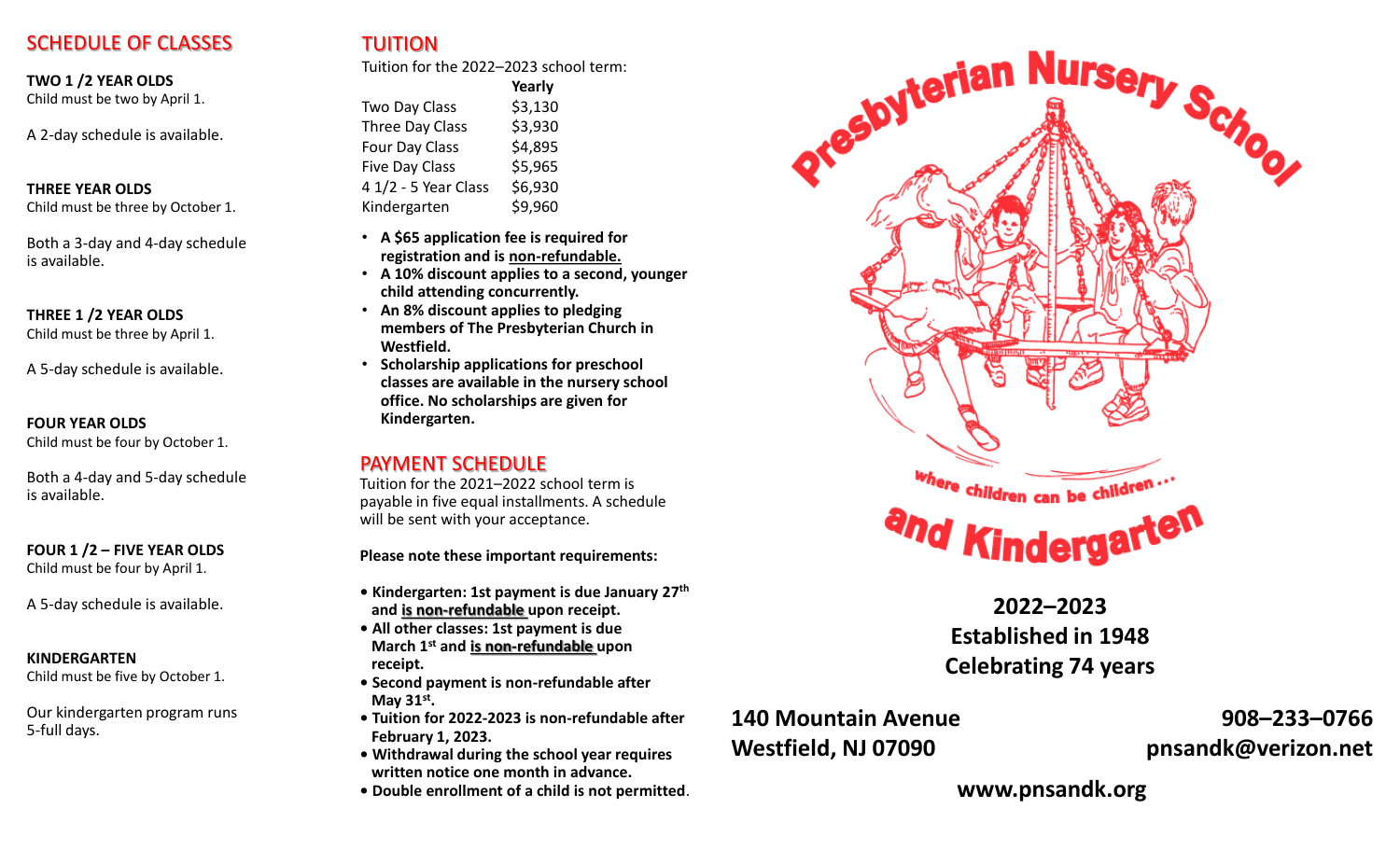## SCHEDULE OF CLASSES

**TWO 1 /2 YEAR OLDS**
Child must be two by April 1.

A 2-day schedule is available.

**THREE YEAR OLDS**
Child must be three by October 1.

Both a 3-day and 4-day schedule is available.

**THREE 1 /2 YEAR OLDS**
Child must be three by April 1.

A 5-day schedule is available.

**FOUR YEAR OLDS**
Child must be four by October 1.

Both a 4-day and 5-day schedule is available.

**FOUR 1 /2 – FIVE YEAR OLDS**
Child must be four by April 1.

A 5-day schedule is available.

**KINDERGARTEN**
Child must be five by October 1.

Our kindergarten program runs 5-full days.

## TUITION

Tuition for the 2022–2023 school term:

| | **Yearly** |
|---|---|
| Two Day Class | $3,130 |
| Three Day Class | $3,930 |
| Four Day Class | $4,895 |
| Five Day Class | $5,965 |
| 4 1/2 - 5 Year Class | $6,930 |
| Kindergarten | $9,960 |

- **A $65 application fee is required for registration and is non-refundable.**
- **A 10% discount applies to a second, younger child attending concurrently.**
- **An 8% discount applies to pledging members of The Presbyterian Church in Westfield.**
- **Scholarship applications for preschool classes are available in the nursery school office. No scholarships are given for Kindergarten.**

## PAYMENT SCHEDULE

Tuition for the 2021–2022 school term is payable in five equal installments. A schedule will be sent with your acceptance.

**Please note these important requirements:**

- **Kindergarten: 1st payment is due January 27th and is non-refundable upon receipt.**
- **All other classes: 1st payment is due March 1st and is non-refundable upon receipt.**
- **Second payment is non-refundable after May 31st.**
- **Tuition for 2022-2023 is non-refundable after February 1, 2023.**
- **Withdrawal during the school year requires written notice one month in advance.**
- **Double enrollment of a child is not permitted.**

# Presbyterian Nursery School

where children can be children...

# and Kindergarten

**2022–2023**
**Established in 1948**
**Celebrating 74 years**

**140 Mountain Avenue**
**Westfield, NJ 07090**

**908–233–0766**
**pnsandk@verizon.net**

**www.pnsandk.org**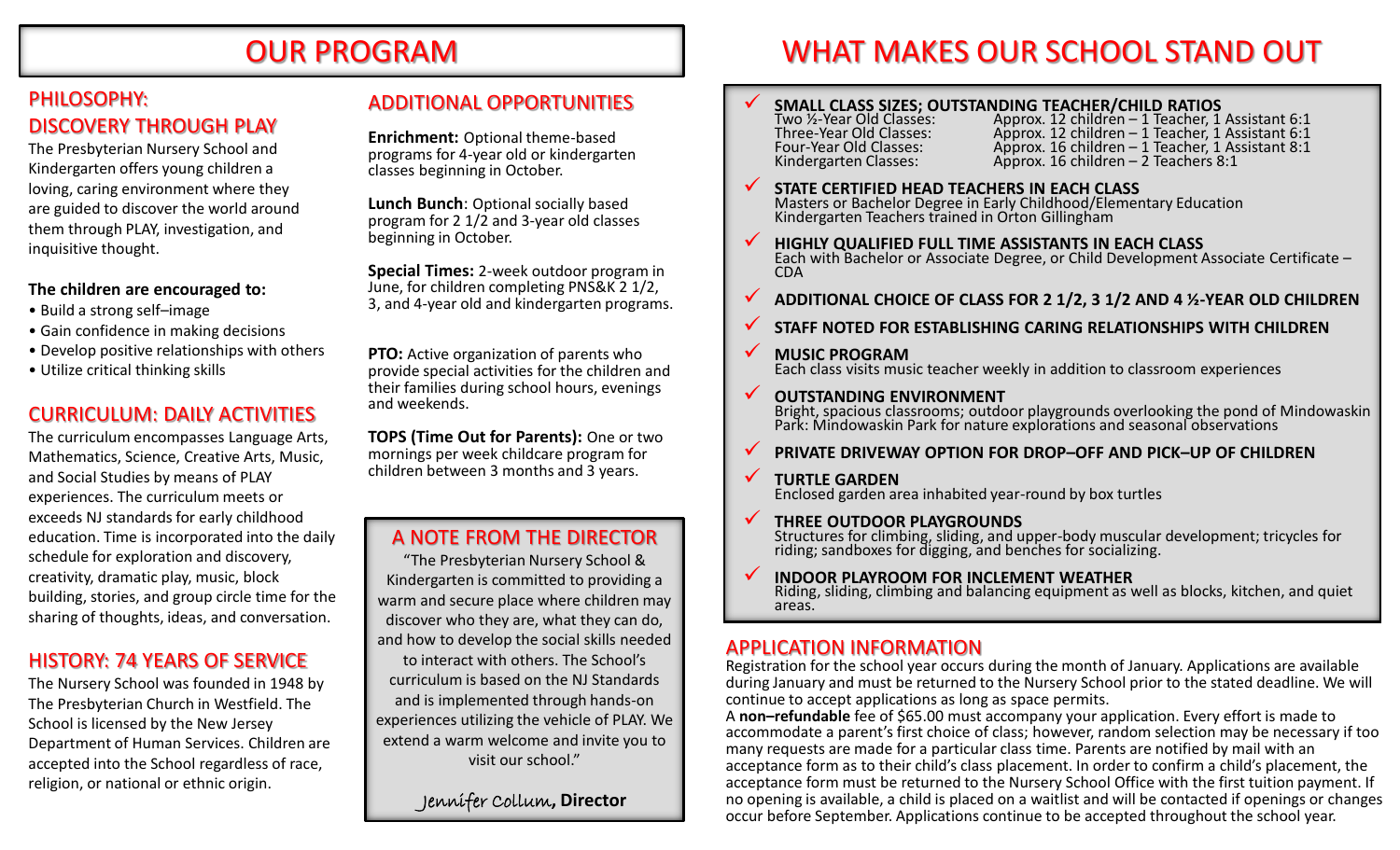# OUR PROGRAM

## PHILOSOPHY: DISCOVERY THROUGH PLAY

The Presbyterian Nursery School and Kindergarten offers young children a loving, caring environment where they are guided to discover the world around them through PLAY, investigation, and inquisitive thought.

**The children are encouraged to:**

- Build a strong self–image
- Gain confidence in making decisions
- Develop positive relationships with others
- Utilize critical thinking skills

## CURRICULUM: DAILY ACTIVITIES

The curriculum encompasses Language Arts, Mathematics, Science, Creative Arts, Music, and Social Studies by means of PLAY experiences. The curriculum meets or exceeds NJ standards for early childhood education. Time is incorporated into the daily schedule for exploration and discovery, creativity, dramatic play, music, block building, stories, and group circle time for the sharing of thoughts, ideas, and conversation.

## HISTORY: 74 YEARS OF SERVICE

The Nursery School was founded in 1948 by The Presbyterian Church in Westfield. The School is licensed by the New Jersey Department of Human Services. Children are accepted into the School regardless of race, religion, or national or ethnic origin.

## ADDITIONAL OPPORTUNITIES

**Enrichment:** Optional theme-based programs for 4-year old or kindergarten classes beginning in October.

**Lunch Bunch**: Optional socially based program for 2 1/2 and 3-year old classes beginning in October.

**Special Times:** 2-week outdoor program in June, for children completing PNS&K 2 1/2, 3, and 4-year old and kindergarten programs.

**PTO:** Active organization of parents who provide special activities for the children and their families during school hours, evenings and weekends.

**TOPS (Time Out for Parents):** One or two mornings per week childcare program for children between 3 months and 3 years.

## A NOTE FROM THE DIRECTOR

"The Presbyterian Nursery School & Kindergarten is committed to providing a warm and secure place where children may discover who they are, what they can do, and how to develop the social skills needed to interact with others. The School's curriculum is based on the NJ Standards and is implemented through hands-on experiences utilizing the vehicle of PLAY. We extend a warm welcome and invite you to visit our school."

*Jennifer Collum*, **Director**

# WHAT MAKES OUR SCHOOL STAND OUT

- ✓ **SMALL CLASS SIZES; OUTSTANDING TEACHER/CHILD RATIOS**

| | |
|---|---|
| Two ½-Year Old Classes: | Approx. 12 children – 1 Teacher, 1 Assistant 6:1 |
| Three-Year Old Classes: | Approx. 12 children – 1 Teacher, 1 Assistant 6:1 |
| Four-Year Old Classes: | Approx. 16 children – 1 Teacher, 1 Assistant 8:1 |
| Kindergarten Classes: | Approx. 16 children – 2 Teachers 8:1 |

- ✓ **STATE CERTIFIED HEAD TEACHERS IN EACH CLASS**
  Masters or Bachelor Degree in Early Childhood/Elementary Education
  Kindergarten Teachers trained in Orton Gillingham
- ✓ **HIGHLY QUALIFIED FULL TIME ASSISTANTS IN EACH CLASS**
  Each with Bachelor or Associate Degree, or Child Development Associate Certificate – CDA
- ✓ **ADDITIONAL CHOICE OF CLASS FOR 2 1/2, 3 1/2 AND 4 ½-YEAR OLD CHILDREN**
- ✓ **STAFF NOTED FOR ESTABLISHING CARING RELATIONSHIPS WITH CHILDREN**
- ✓ **MUSIC PROGRAM**
  Each class visits music teacher weekly in addition to classroom experiences
- ✓ **OUTSTANDING ENVIRONMENT**
  Bright, spacious classrooms; outdoor playgrounds overlooking the pond of Mindowaskin Park: Mindowaskin Park for nature explorations and seasonal observations
- ✓ **PRIVATE DRIVEWAY OPTION FOR DROP–OFF AND PICK–UP OF CHILDREN**
- ✓ **TURTLE GARDEN**
  Enclosed garden area inhabited year-round by box turtles
- ✓ **THREE OUTDOOR PLAYGROUNDS**
  Structures for climbing, sliding, and upper-body muscular development; tricycles for riding; sandboxes for digging, and benches for socializing.
- ✓ **INDOOR PLAYROOM FOR INCLEMENT WEATHER**
  Riding, sliding, climbing and balancing equipment as well as blocks, kitchen, and quiet areas.

## APPLICATION INFORMATION

Registration for the school year occurs during the month of January. Applications are available during January and must be returned to the Nursery School prior to the stated deadline. We will continue to accept applications as long as space permits.

A **non–refundable** fee of $65.00 must accompany your application. Every effort is made to accommodate a parent's first choice of class; however, random selection may be necessary if too many requests are made for a particular class time. Parents are notified by mail with an acceptance form as to their child's class placement. In order to confirm a child's placement, the acceptance form must be returned to the Nursery School Office with the first tuition payment. If no opening is available, a child is placed on a waitlist and will be contacted if openings or changes occur before September. Applications continue to be accepted throughout the school year.